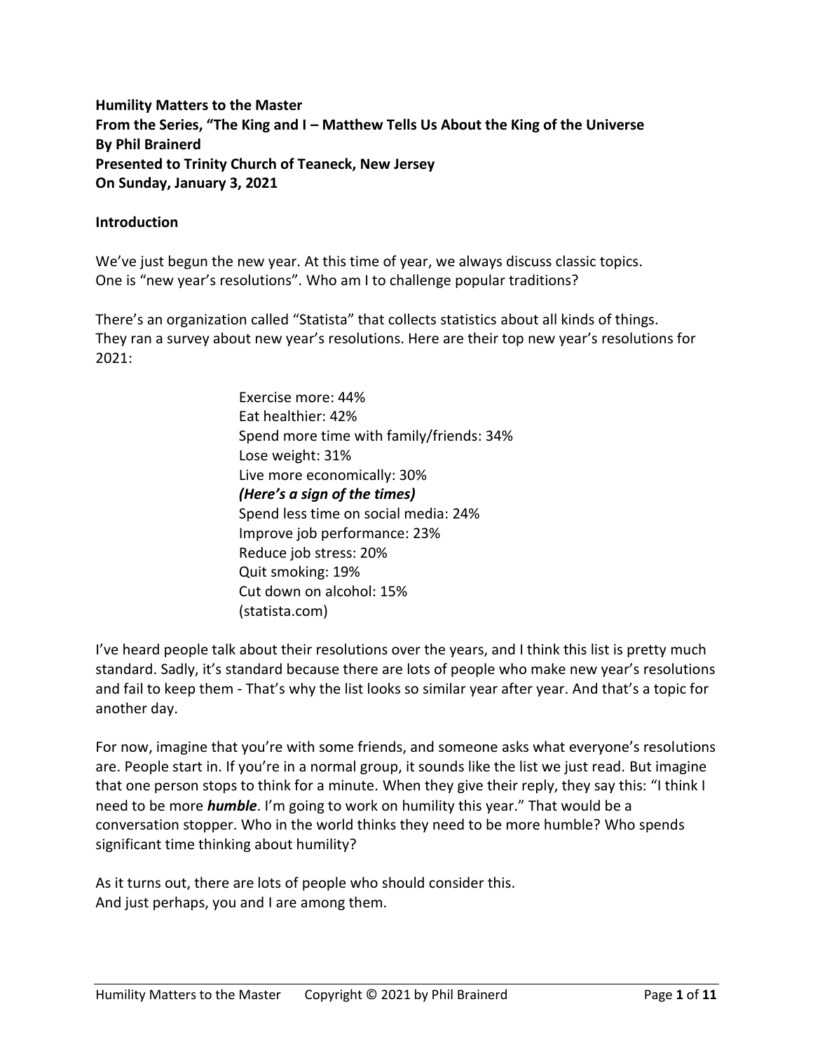**Humility Matters to the Master**
**From the Series, "The King and I – Matthew Tells Us About the King of the Universe**
**By Phil Brainerd**
**Presented to Trinity Church of Teaneck, New Jersey**
**On Sunday, January 3, 2021**

## Introduction

We've just begun the new year. At this time of year, we always discuss classic topics. One is "new year's resolutions". Who am I to challenge popular traditions?

There's an organization called "Statista" that collects statistics about all kinds of things. They ran a survey about new year's resolutions. Here are their top new year's resolutions for 2021:

> Exercise more: 44%
> Eat healthier: 42%
> Spend more time with family/friends: 34%
> Lose weight: 31%
> Live more economically: 30%
> ***(Here's a sign of the times)***
> Spend less time on social media: 24%
> Improve job performance: 23%
> Reduce job stress: 20%
> Quit smoking: 19%
> Cut down on alcohol: 15%
> (statista.com)

I've heard people talk about their resolutions over the years, and I think this list is pretty much standard. Sadly, it's standard because there are lots of people who make new year's resolutions and fail to keep them - That's why the list looks so similar year after year. And that's a topic for another day.

For now, imagine that you're with some friends, and someone asks what everyone's resolutions are. People start in. If you're in a normal group, it sounds like the list we just read. But imagine that one person stops to think for a minute. When they give their reply, they say this: "I think I need to be more ***humble***. I'm going to work on humility this year." That would be a conversation stopper. Who in the world thinks they need to be more humble? Who spends significant time thinking about humility?

As it turns out, there are lots of people who should consider this.
And just perhaps, you and I are among them.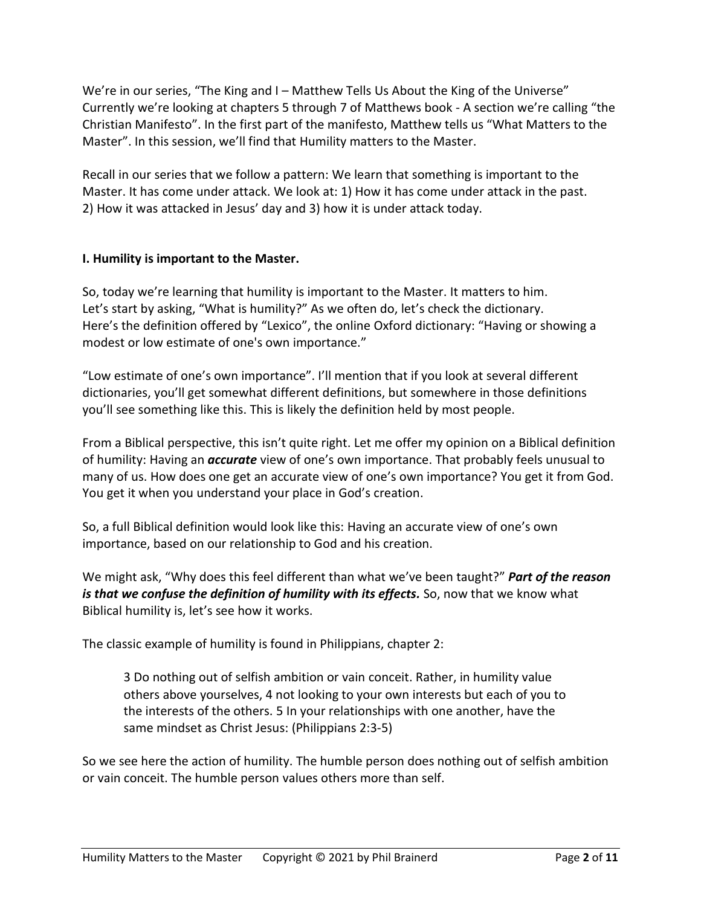We're in our series, "The King and I – Matthew Tells Us About the King of the Universe" Currently we're looking at chapters 5 through 7 of Matthews book - A section we're calling "the Christian Manifesto". In the first part of the manifesto, Matthew tells us "What Matters to the Master". In this session, we'll find that Humility matters to the Master.

Recall in our series that we follow a pattern: We learn that something is important to the Master. It has come under attack. We look at: 1) How it has come under attack in the past. 2) How it was attacked in Jesus' day and 3) how it is under attack today.

**I. Humility is important to the Master.**

So, today we're learning that humility is important to the Master. It matters to him. Let's start by asking, "What is humility?" As we often do, let's check the dictionary. Here's the definition offered by "Lexico", the online Oxford dictionary: "Having or showing a modest or low estimate of one's own importance."

"Low estimate of one's own importance". I'll mention that if you look at several different dictionaries, you'll get somewhat different definitions, but somewhere in those definitions you'll see something like this. This is likely the definition held by most people.

From a Biblical perspective, this isn't quite right. Let me offer my opinion on a Biblical definition of humility: Having an ***accurate*** view of one's own importance. That probably feels unusual to many of us. How does one get an accurate view of one's own importance? You get it from God. You get it when you understand your place in God's creation.

So, a full Biblical definition would look like this: Having an accurate view of one's own importance, based on our relationship to God and his creation.

We might ask, "Why does this feel different than what we've been taught?" ***Part of the reason is that we confuse the definition of humility with its effects.*** So, now that we know what Biblical humility is, let's see how it works.

The classic example of humility is found in Philippians, chapter 2:

> 3 Do nothing out of selfish ambition or vain conceit. Rather, in humility value others above yourselves, 4 not looking to your own interests but each of you to the interests of the others. 5 In your relationships with one another, have the same mindset as Christ Jesus: (Philippians 2:3-5)

So we see here the action of humility. The humble person does nothing out of selfish ambition or vain conceit. The humble person values others more than self.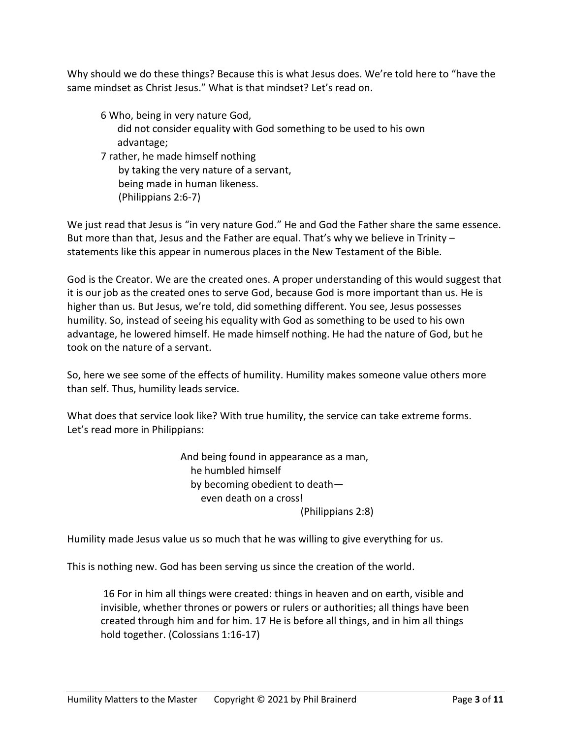Why should we do these things? Because this is what Jesus does. We're told here to "have the same mindset as Christ Jesus." What is that mindset? Let's read on.

> 6 Who, being in very nature God,
> did not consider equality with God something to be used to his own advantage;
> 7 rather, he made himself nothing
> by taking the very nature of a servant,
> being made in human likeness.
> (Philippians 2:6-7)

We just read that Jesus is "in very nature God." He and God the Father share the same essence. But more than that, Jesus and the Father are equal. That's why we believe in Trinity – statements like this appear in numerous places in the New Testament of the Bible.

God is the Creator. We are the created ones. A proper understanding of this would suggest that it is our job as the created ones to serve God, because God is more important than us. He is higher than us. But Jesus, we're told, did something different. You see, Jesus possesses humility. So, instead of seeing his equality with God as something to be used to his own advantage, he lowered himself. He made himself nothing. He had the nature of God, but he took on the nature of a servant.

So, here we see some of the effects of humility. Humility makes someone value others more than self. Thus, humility leads service.

What does that service look like? With true humility, the service can take extreme forms. Let's read more in Philippians:

> And being found in appearance as a man,
> he humbled himself
> by becoming obedient to death—
> even death on a cross!
> (Philippians 2:8)

Humility made Jesus value us so much that he was willing to give everything for us.

This is nothing new. God has been serving us since the creation of the world.

> 16 For in him all things were created: things in heaven and on earth, visible and invisible, whether thrones or powers or rulers or authorities; all things have been created through him and for him. 17 He is before all things, and in him all things hold together. (Colossians 1:16-17)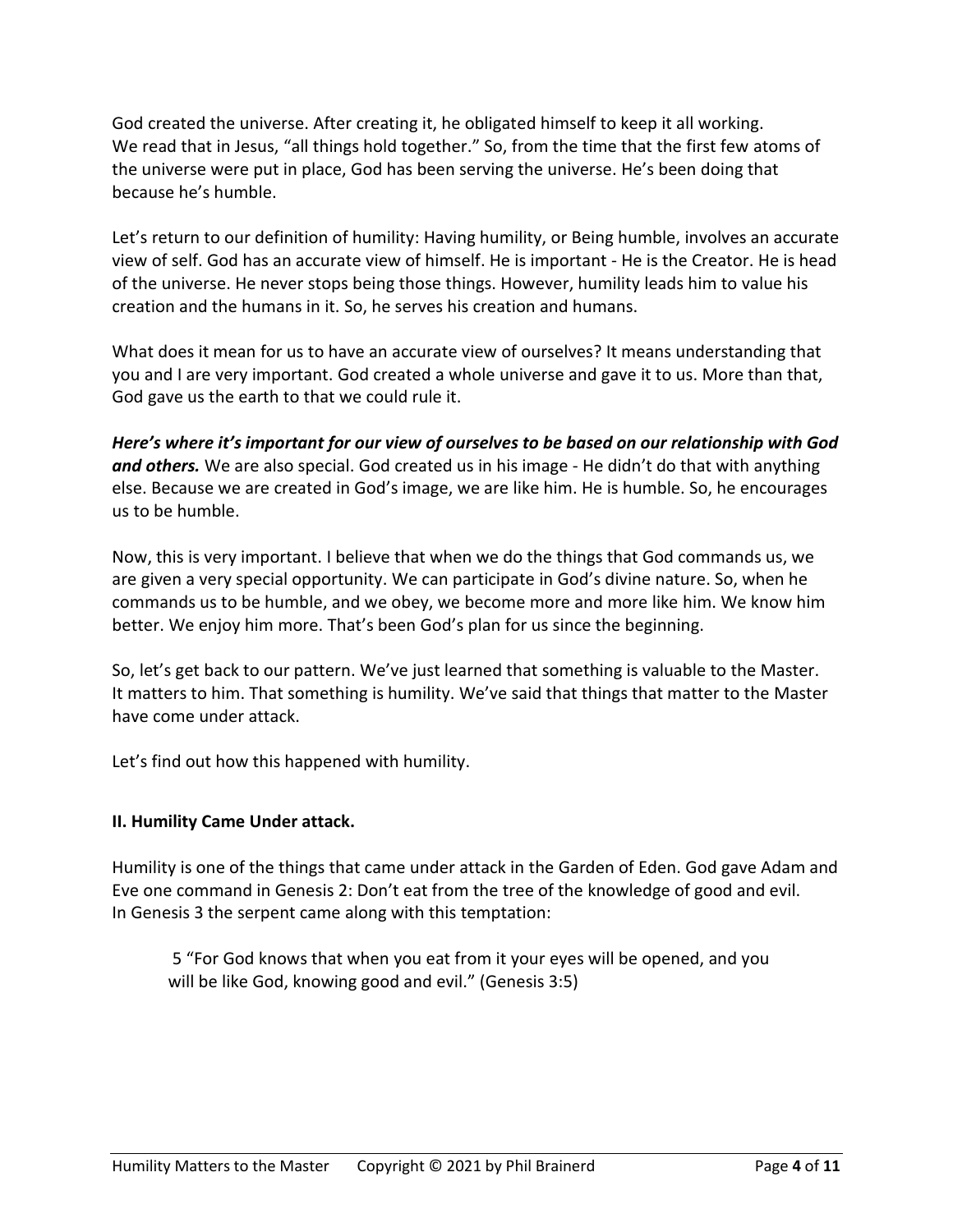God created the universe. After creating it, he obligated himself to keep it all working. We read that in Jesus, "all things hold together." So, from the time that the first few atoms of the universe were put in place, God has been serving the universe. He's been doing that because he's humble.

Let's return to our definition of humility: Having humility, or Being humble, involves an accurate view of self. God has an accurate view of himself. He is important - He is the Creator. He is head of the universe. He never stops being those things. However, humility leads him to value his creation and the humans in it. So, he serves his creation and humans.

What does it mean for us to have an accurate view of ourselves? It means understanding that you and I are very important. God created a whole universe and gave it to us. More than that, God gave us the earth to that we could rule it.

***Here's where it's important for our view of ourselves to be based on our relationship with God and others.*** We are also special. God created us in his image - He didn't do that with anything else. Because we are created in God's image, we are like him. He is humble. So, he encourages us to be humble.

Now, this is very important. I believe that when we do the things that God commands us, we are given a very special opportunity. We can participate in God's divine nature. So, when he commands us to be humble, and we obey, we become more and more like him. We know him better. We enjoy him more. That's been God's plan for us since the beginning.

So, let's get back to our pattern. We've just learned that something is valuable to the Master. It matters to him. That something is humility. We've said that things that matter to the Master have come under attack.

Let's find out how this happened with humility.

**II. Humility Came Under attack.**

Humility is one of the things that came under attack in the Garden of Eden. God gave Adam and Eve one command in Genesis 2: Don't eat from the tree of the knowledge of good and evil. In Genesis 3 the serpent came along with this temptation:

> 5 "For God knows that when you eat from it your eyes will be opened, and you will be like God, knowing good and evil." (Genesis 3:5)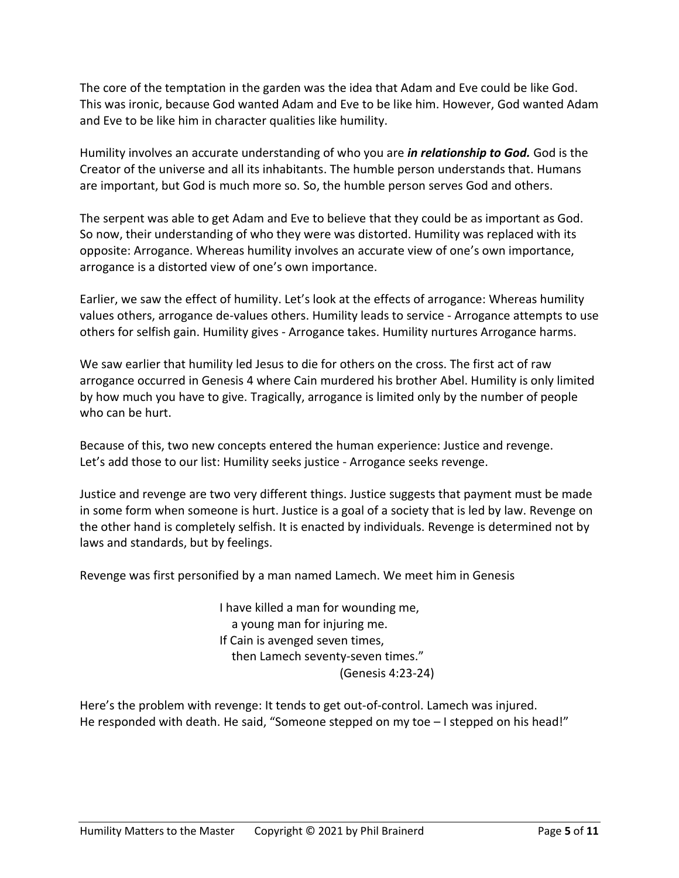The core of the temptation in the garden was the idea that Adam and Eve could be like God. This was ironic, because God wanted Adam and Eve to be like him. However, God wanted Adam and Eve to be like him in character qualities like humility.

Humility involves an accurate understanding of who you are ***in relationship to God.*** God is the Creator of the universe and all its inhabitants. The humble person understands that. Humans are important, but God is much more so. So, the humble person serves God and others.

The serpent was able to get Adam and Eve to believe that they could be as important as God. So now, their understanding of who they were was distorted. Humility was replaced with its opposite: Arrogance. Whereas humility involves an accurate view of one's own importance, arrogance is a distorted view of one's own importance.

Earlier, we saw the effect of humility. Let's look at the effects of arrogance: Whereas humility values others, arrogance de-values others. Humility leads to service - Arrogance attempts to use others for selfish gain. Humility gives - Arrogance takes. Humility nurtures Arrogance harms.

We saw earlier that humility led Jesus to die for others on the cross. The first act of raw arrogance occurred in Genesis 4 where Cain murdered his brother Abel. Humility is only limited by how much you have to give. Tragically, arrogance is limited only by the number of people who can be hurt.

Because of this, two new concepts entered the human experience: Justice and revenge. Let's add those to our list: Humility seeks justice - Arrogance seeks revenge.

Justice and revenge are two very different things. Justice suggests that payment must be made in some form when someone is hurt. Justice is a goal of a society that is led by law. Revenge on the other hand is completely selfish. It is enacted by individuals. Revenge is determined not by laws and standards, but by feelings.

Revenge was first personified by a man named Lamech. We meet him in Genesis

> I have killed a man for wounding me,
> a young man for injuring me.
> If Cain is avenged seven times,
> then Lamech seventy-seven times."
> (Genesis 4:23-24)

Here's the problem with revenge: It tends to get out-of-control. Lamech was injured. He responded with death. He said, "Someone stepped on my toe – I stepped on his head!"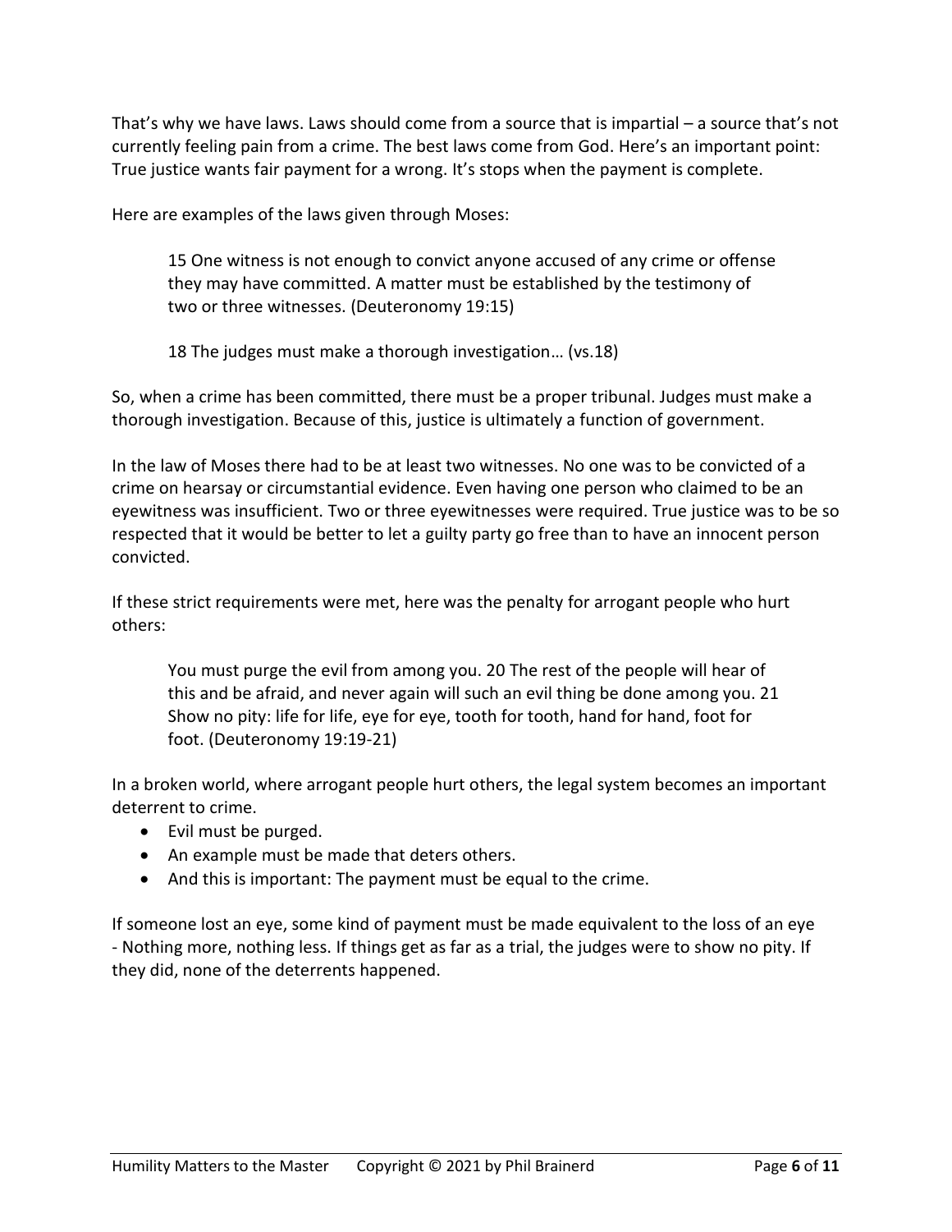That's why we have laws. Laws should come from a source that is impartial – a source that's not currently feeling pain from a crime. The best laws come from God. Here's an important point: True justice wants fair payment for a wrong. It's stops when the payment is complete.

Here are examples of the laws given through Moses:

> 15 One witness is not enough to convict anyone accused of any crime or offense they may have committed. A matter must be established by the testimony of two or three witnesses. (Deuteronomy 19:15)
>
> 18 The judges must make a thorough investigation… (vs.18)

So, when a crime has been committed, there must be a proper tribunal. Judges must make a thorough investigation. Because of this, justice is ultimately a function of government.

In the law of Moses there had to be at least two witnesses. No one was to be convicted of a crime on hearsay or circumstantial evidence. Even having one person who claimed to be an eyewitness was insufficient. Two or three eyewitnesses were required. True justice was to be so respected that it would be better to let a guilty party go free than to have an innocent person convicted.

If these strict requirements were met, here was the penalty for arrogant people who hurt others:

> You must purge the evil from among you. 20 The rest of the people will hear of this and be afraid, and never again will such an evil thing be done among you. 21 Show no pity: life for life, eye for eye, tooth for tooth, hand for hand, foot for foot. (Deuteronomy 19:19-21)

In a broken world, where arrogant people hurt others, the legal system becomes an important deterrent to crime.

- Evil must be purged.
- An example must be made that deters others.
- And this is important: The payment must be equal to the crime.

If someone lost an eye, some kind of payment must be made equivalent to the loss of an eye - Nothing more, nothing less. If things get as far as a trial, the judges were to show no pity. If they did, none of the deterrents happened.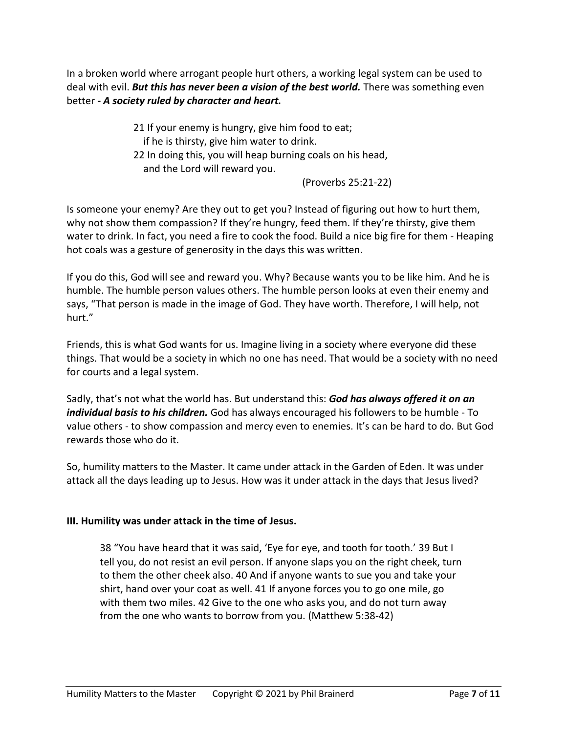In a broken world where arrogant people hurt others, a working legal system can be used to deal with evil. ***But this has never been a vision of the best world.*** There was something even better ***- A society ruled by character and heart.***

> 21 If your enemy is hungry, give him food to eat;
> if he is thirsty, give him water to drink.
> 22 In doing this, you will heap burning coals on his head,
> and the Lord will reward you.
>
> (Proverbs 25:21-22)

Is someone your enemy? Are they out to get you? Instead of figuring out how to hurt them, why not show them compassion? If they're hungry, feed them. If they're thirsty, give them water to drink. In fact, you need a fire to cook the food. Build a nice big fire for them - Heaping hot coals was a gesture of generosity in the days this was written.

If you do this, God will see and reward you. Why? Because wants you to be like him. And he is humble. The humble person values others. The humble person looks at even their enemy and says, "That person is made in the image of God. They have worth. Therefore, I will help, not hurt."

Friends, this is what God wants for us. Imagine living in a society where everyone did these things. That would be a society in which no one has need. That would be a society with no need for courts and a legal system.

Sadly, that's not what the world has. But understand this: ***God has always offered it on an individual basis to his children.*** God has always encouraged his followers to be humble - To value others - to show compassion and mercy even to enemies. It's can be hard to do. But God rewards those who do it.

So, humility matters to the Master. It came under attack in the Garden of Eden. It was under attack all the days leading up to Jesus. How was it under attack in the days that Jesus lived?

**III. Humility was under attack in the time of Jesus.**

> 38 "You have heard that it was said, 'Eye for eye, and tooth for tooth.' 39 But I tell you, do not resist an evil person. If anyone slaps you on the right cheek, turn to them the other cheek also. 40 And if anyone wants to sue you and take your shirt, hand over your coat as well. 41 If anyone forces you to go one mile, go with them two miles. 42 Give to the one who asks you, and do not turn away from the one who wants to borrow from you. (Matthew 5:38-42)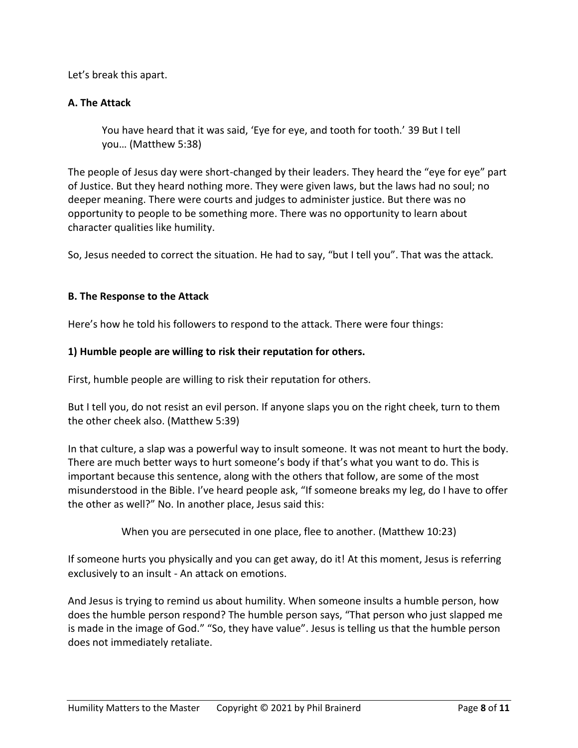Let's break this apart.

**A. The Attack**

> You have heard that it was said, 'Eye for eye, and tooth for tooth.' 39 But I tell you… (Matthew 5:38)

The people of Jesus day were short-changed by their leaders. They heard the "eye for eye" part of Justice. But they heard nothing more. They were given laws, but the laws had no soul; no deeper meaning. There were courts and judges to administer justice. But there was no opportunity to people to be something more. There was no opportunity to learn about character qualities like humility.

So, Jesus needed to correct the situation. He had to say, "but I tell you". That was the attack.

**B. The Response to the Attack**

Here's how he told his followers to respond to the attack. There were four things:

**1) Humble people are willing to risk their reputation for others.**

First, humble people are willing to risk their reputation for others.

But I tell you, do not resist an evil person. If anyone slaps you on the right cheek, turn to them the other cheek also. (Matthew 5:39)

In that culture, a slap was a powerful way to insult someone. It was not meant to hurt the body. There are much better ways to hurt someone's body if that's what you want to do. This is important because this sentence, along with the others that follow, are some of the most misunderstood in the Bible. I've heard people ask, "If someone breaks my leg, do I have to offer the other as well?" No. In another place, Jesus said this:

> When you are persecuted in one place, flee to another. (Matthew 10:23)

If someone hurts you physically and you can get away, do it! At this moment, Jesus is referring exclusively to an insult - An attack on emotions.

And Jesus is trying to remind us about humility. When someone insults a humble person, how does the humble person respond? The humble person says, "That person who just slapped me is made in the image of God." "So, they have value". Jesus is telling us that the humble person does not immediately retaliate.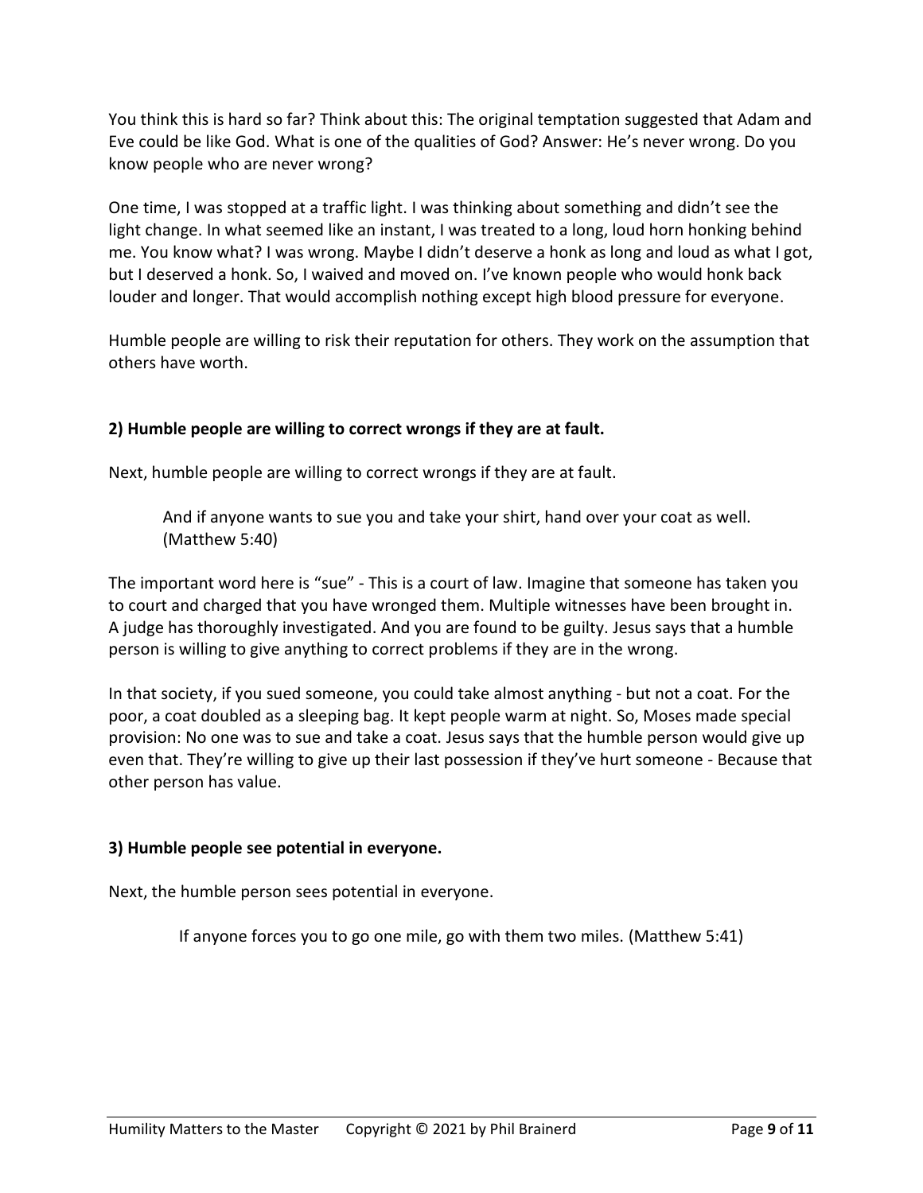You think this is hard so far? Think about this: The original temptation suggested that Adam and Eve could be like God. What is one of the qualities of God? Answer: He's never wrong. Do you know people who are never wrong?

One time, I was stopped at a traffic light. I was thinking about something and didn't see the light change. In what seemed like an instant, I was treated to a long, loud horn honking behind me. You know what? I was wrong. Maybe I didn't deserve a honk as long and loud as what I got, but I deserved a honk. So, I waived and moved on. I've known people who would honk back louder and longer. That would accomplish nothing except high blood pressure for everyone.

Humble people are willing to risk their reputation for others. They work on the assumption that others have worth.

### 2) Humble people are willing to correct wrongs if they are at fault.

Next, humble people are willing to correct wrongs if they are at fault.

> And if anyone wants to sue you and take your shirt, hand over your coat as well. (Matthew 5:40)

The important word here is "sue" - This is a court of law. Imagine that someone has taken you to court and charged that you have wronged them. Multiple witnesses have been brought in. A judge has thoroughly investigated. And you are found to be guilty. Jesus says that a humble person is willing to give anything to correct problems if they are in the wrong.

In that society, if you sued someone, you could take almost anything - but not a coat. For the poor, a coat doubled as a sleeping bag. It kept people warm at night. So, Moses made special provision: No one was to sue and take a coat. Jesus says that the humble person would give up even that. They're willing to give up their last possession if they've hurt someone - Because that other person has value.

### 3) Humble people see potential in everyone.

Next, the humble person sees potential in everyone.

> If anyone forces you to go one mile, go with them two miles. (Matthew 5:41)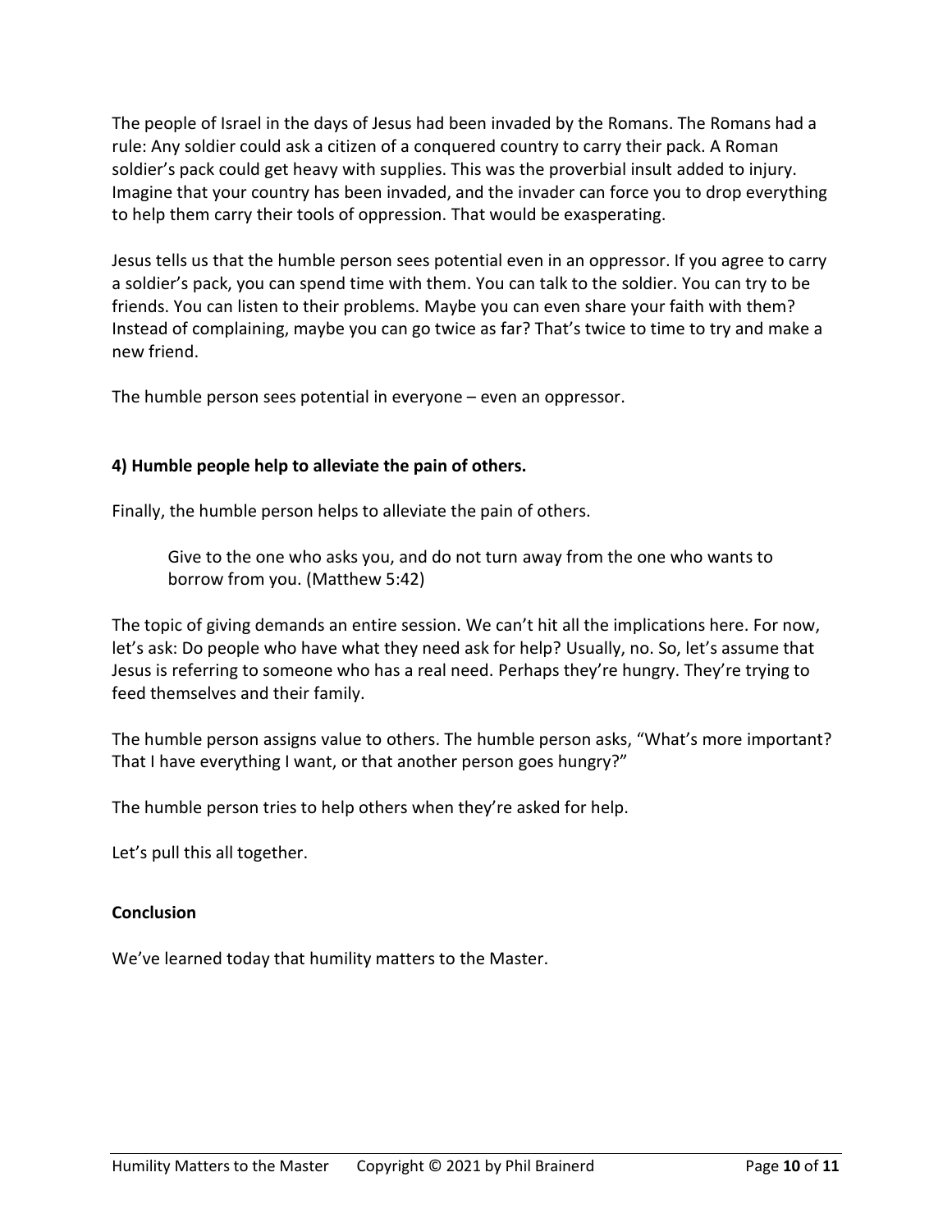The people of Israel in the days of Jesus had been invaded by the Romans. The Romans had a rule: Any soldier could ask a citizen of a conquered country to carry their pack. A Roman soldier's pack could get heavy with supplies. This was the proverbial insult added to injury. Imagine that your country has been invaded, and the invader can force you to drop everything to help them carry their tools of oppression. That would be exasperating.

Jesus tells us that the humble person sees potential even in an oppressor. If you agree to carry a soldier's pack, you can spend time with them. You can talk to the soldier. You can try to be friends. You can listen to their problems. Maybe you can even share your faith with them? Instead of complaining, maybe you can go twice as far? That's twice to time to try and make a new friend.

The humble person sees potential in everyone – even an oppressor.

**4) Humble people help to alleviate the pain of others.**

Finally, the humble person helps to alleviate the pain of others.

> Give to the one who asks you, and do not turn away from the one who wants to borrow from you. (Matthew 5:42)

The topic of giving demands an entire session. We can't hit all the implications here. For now, let's ask: Do people who have what they need ask for help? Usually, no. So, let's assume that Jesus is referring to someone who has a real need. Perhaps they're hungry. They're trying to feed themselves and their family.

The humble person assigns value to others. The humble person asks, "What's more important? That I have everything I want, or that another person goes hungry?"

The humble person tries to help others when they're asked for help.

Let's pull this all together.

**Conclusion**

We've learned today that humility matters to the Master.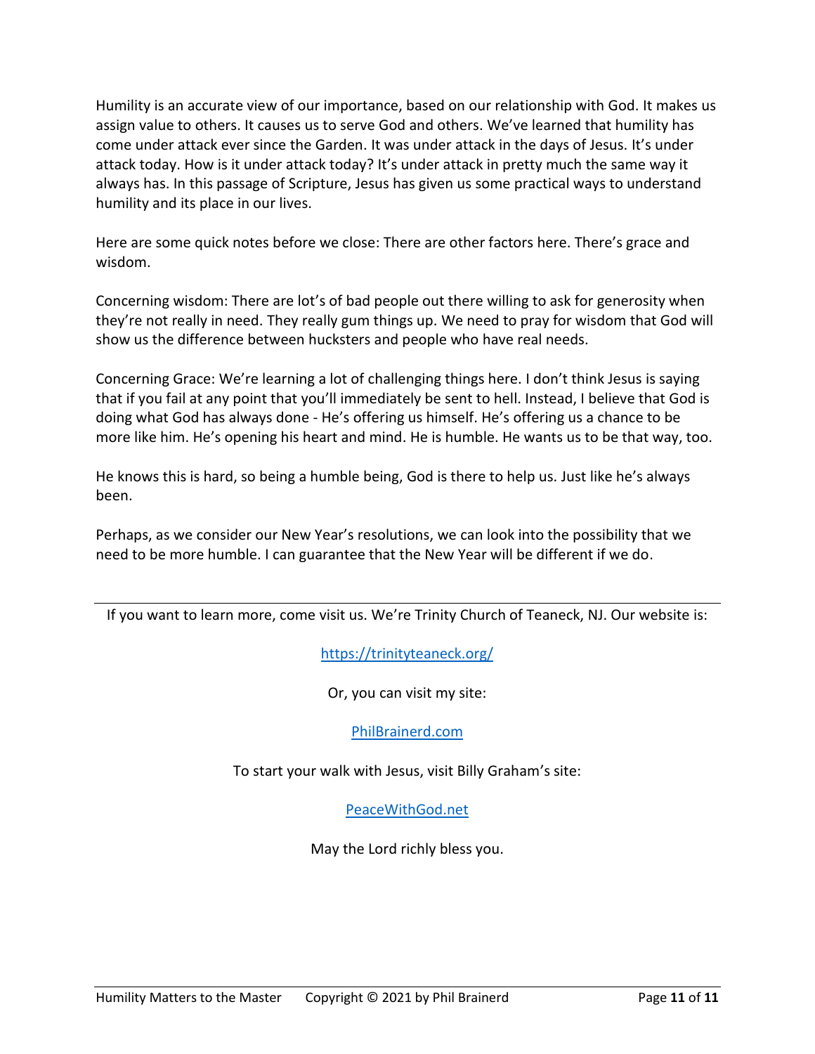Humility is an accurate view of our importance, based on our relationship with God. It makes us assign value to others. It causes us to serve God and others. We've learned that humility has come under attack ever since the Garden. It was under attack in the days of Jesus. It's under attack today. How is it under attack today? It's under attack in pretty much the same way it always has. In this passage of Scripture, Jesus has given us some practical ways to understand humility and its place in our lives.

Here are some quick notes before we close: There are other factors here. There's grace and wisdom.

Concerning wisdom: There are lot's of bad people out there willing to ask for generosity when they're not really in need. They really gum things up. We need to pray for wisdom that God will show us the difference between hucksters and people who have real needs.

Concerning Grace: We're learning a lot of challenging things here. I don't think Jesus is saying that if you fail at any point that you'll immediately be sent to hell. Instead, I believe that God is doing what God has always done - He's offering us himself. He's offering us a chance to be more like him. He's opening his heart and mind. He is humble. He wants us to be that way, too.

He knows this is hard, so being a humble being, God is there to help us. Just like he's always been.

Perhaps, as we consider our New Year's resolutions, we can look into the possibility that we need to be more humble. I can guarantee that the New Year will be different if we do.

---

If you want to learn more, come visit us. We're Trinity Church of Teaneck, NJ. Our website is:

https://trinityteaneck.org/

Or, you can visit my site:

PhilBrainerd.com

To start your walk with Jesus, visit Billy Graham's site:

PeaceWithGod.net

May the Lord richly bless you.